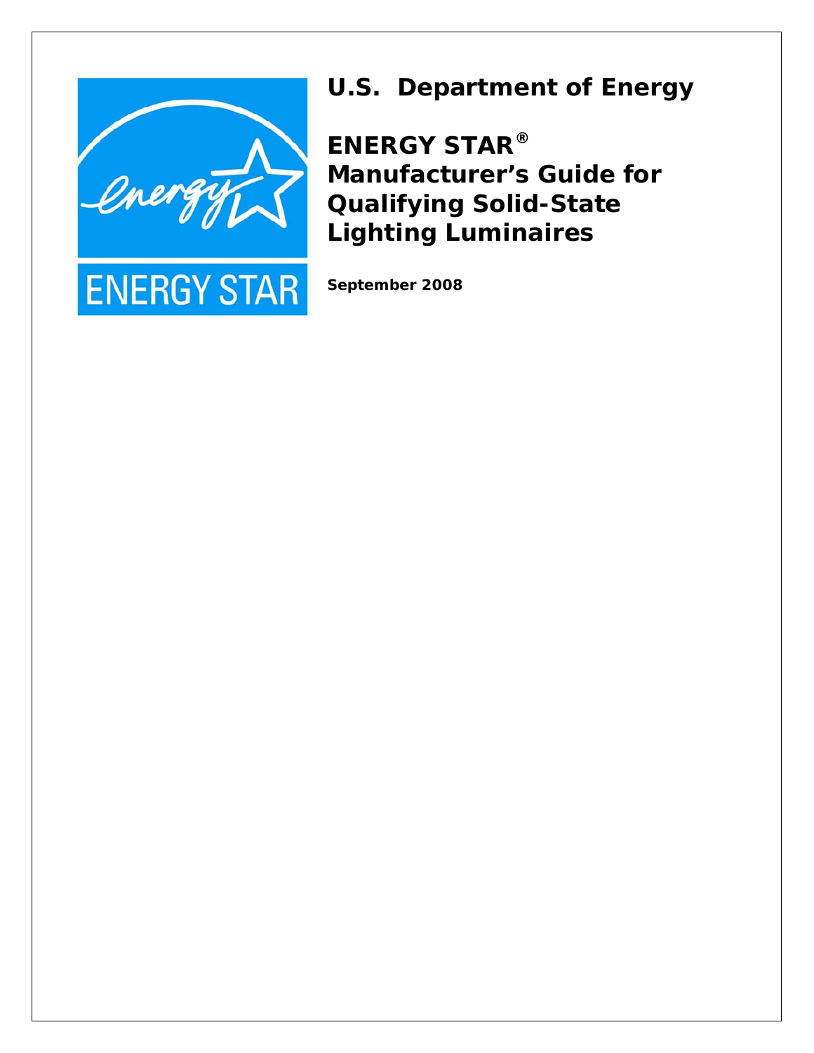# U.S. Department of Energy

# ENERGY STAR® Manufacturer's Guide for Qualifying Solid-State Lighting Luminaires

**September 2008**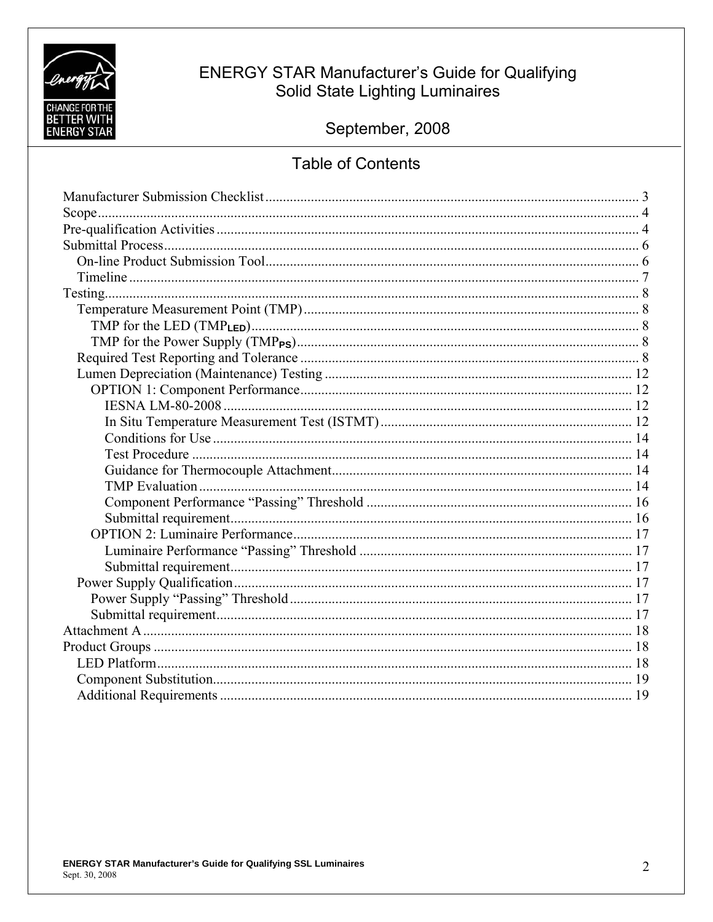# ENERGY STAR Manufacturer's Guide for Qualifying Solid State Lighting Luminaires

September, 2008

## Table of Contents

- Manufacturer Submission Checklist .......... 3
- Scope .......... 4
- Pre-qualification Activities .......... 4
- Submittal Process .......... 6
  - On-line Product Submission Tool .......... 6
  - Timeline .......... 7
- Testing .......... 8
  - Temperature Measurement Point (TMP) .......... 8
    - TMP for the LED ($TMP_{LED}$) .......... 8
    - TMP for the Power Supply ($TMP_{PS}$) .......... 8
  - Required Test Reporting and Tolerance .......... 8
  - Lumen Depreciation (Maintenance) Testing .......... 12
    - OPTION 1: Component Performance .......... 12
      - IESNA LM-80-2008 .......... 12
      - In Situ Temperature Measurement Test (ISTMT) .......... 12
      - Conditions for Use .......... 14
      - Test Procedure .......... 14
      - Guidance for Thermocouple Attachment .......... 14
      - TMP Evaluation .......... 14
      - Component Performance "Passing" Threshold .......... 16
      - Submittal requirement .......... 16
    - OPTION 2: Luminaire Performance .......... 17
      - Luminaire Performance "Passing" Threshold .......... 17
      - Submittal requirement .......... 17
  - Power Supply Qualification .......... 17
    - Power Supply "Passing" Threshold .......... 17
    - Submittal requirement .......... 17
- Attachment A .......... 18
- Product Groups .......... 18
  - LED Platform .......... 18
  - Component Substitution .......... 19
  - Additional Requirements .......... 19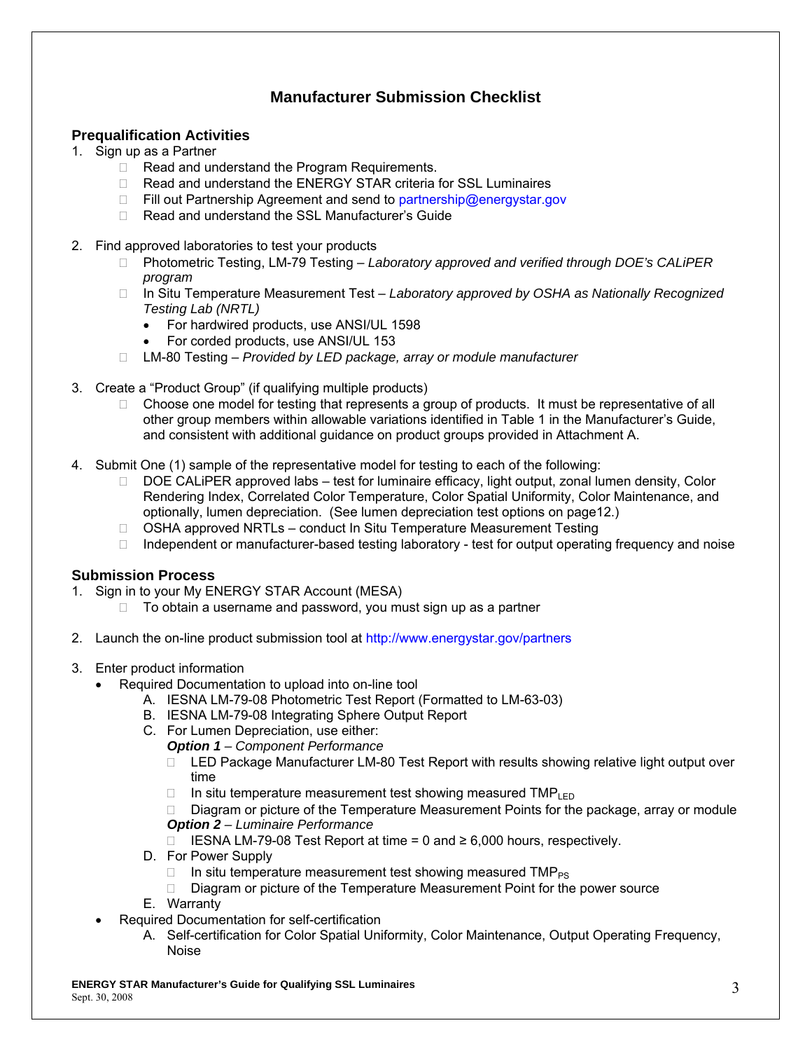# Manufacturer Submission Checklist

## Prequalification Activities

1. Sign up as a Partner
   - Read and understand the Program Requirements.
   - Read and understand the ENERGY STAR criteria for SSL Luminaires
   - Fill out Partnership Agreement and send to partnership@energystar.gov
   - Read and understand the SSL Manufacturer's Guide

2. Find approved laboratories to test your products
   - Photometric Testing, LM-79 Testing – *Laboratory approved and verified through DOE's CALiPER program*
   - In Situ Temperature Measurement Test – *Laboratory approved by OSHA as Nationally Recognized Testing Lab (NRTL)*
     - For hardwired products, use ANSI/UL 1598
     - For corded products, use ANSI/UL 153
   - LM-80 Testing – *Provided by LED package, array or module manufacturer*

3. Create a "Product Group" (if qualifying multiple products)
   - Choose one model for testing that represents a group of products. It must be representative of all other group members within allowable variations identified in Table 1 in the Manufacturer's Guide, and consistent with additional guidance on product groups provided in Attachment A.

4. Submit One (1) sample of the representative model for testing to each of the following:
   - DOE CALiPER approved labs – test for luminaire efficacy, light output, zonal lumen density, Color Rendering Index, Correlated Color Temperature, Color Spatial Uniformity, Color Maintenance, and optionally, lumen depreciation. (See lumen depreciation test options on page12.)
   - OSHA approved NRTLs – conduct In Situ Temperature Measurement Testing
   - Independent or manufacturer-based testing laboratory - test for output operating frequency and noise

## Submission Process

1. Sign in to your My ENERGY STAR Account (MESA)
   - To obtain a username and password, you must sign up as a partner

2. Launch the on-line product submission tool at http://www.energystar.gov/partners

3. Enter product information
   - Required Documentation to upload into on-line tool
     - A. IESNA LM-79-08 Photometric Test Report (Formatted to LM-63-03)
     - B. IESNA LM-79-08 Integrating Sphere Output Report
     - C. For Lumen Depreciation, use either:
       
       ***Option 1*** *– Component Performance*
       - LED Package Manufacturer LM-80 Test Report with results showing relative light output over time
       - In situ temperature measurement test showing measured $TMP_{LED}$
       - Diagram or picture of the Temperature Measurement Points for the package, array or module
       
       ***Option 2*** *– Luminaire Performance*
       - IESNA LM-79-08 Test Report at time = 0 and ≥ 6,000 hours, respectively.
     - D. For Power Supply
       - In situ temperature measurement test showing measured $TMP_{PS}$
       - Diagram or picture of the Temperature Measurement Point for the power source
     - E. Warranty
   - Required Documentation for self-certification
     - A. Self-certification for Color Spatial Uniformity, Color Maintenance, Output Operating Frequency, Noise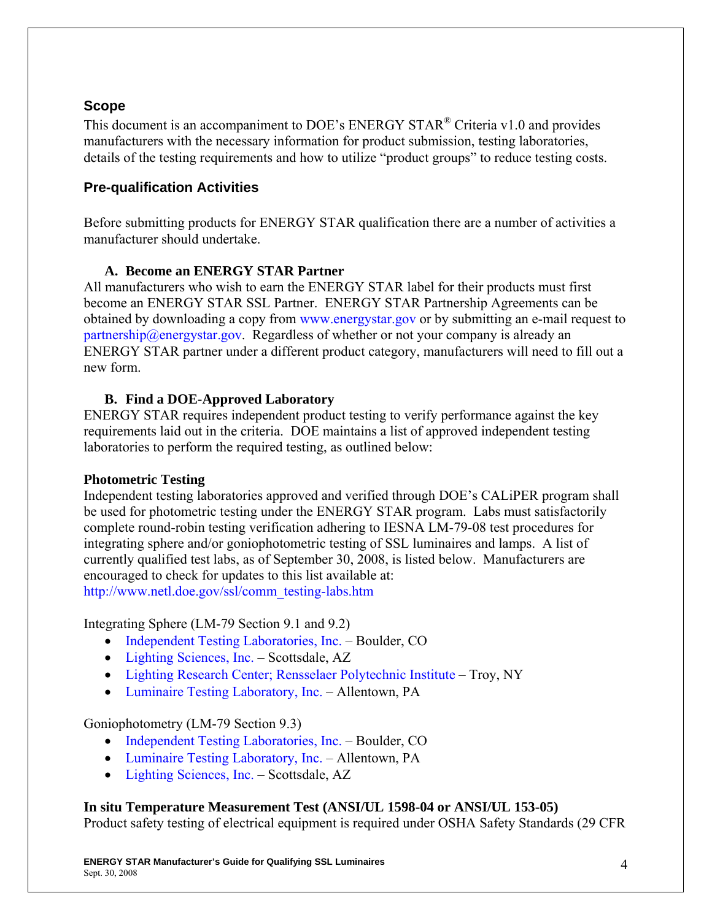## Scope

This document is an accompaniment to DOE's ENERGY STAR® Criteria v1.0 and provides manufacturers with the necessary information for product submission, testing laboratories, details of the testing requirements and how to utilize "product groups" to reduce testing costs.

## Pre-qualification Activities

Before submitting products for ENERGY STAR qualification there are a number of activities a manufacturer should undertake.

### A. Become an ENERGY STAR Partner

All manufacturers who wish to earn the ENERGY STAR label for their products must first become an ENERGY STAR SSL Partner. ENERGY STAR Partnership Agreements can be obtained by downloading a copy from www.energystar.gov or by submitting an e-mail request to partnership@energystar.gov. Regardless of whether or not your company is already an ENERGY STAR partner under a different product category, manufacturers will need to fill out a new form.

### B. Find a DOE-Approved Laboratory

ENERGY STAR requires independent product testing to verify performance against the key requirements laid out in the criteria. DOE maintains a list of approved independent testing laboratories to perform the required testing, as outlined below:

**Photometric Testing**

Independent testing laboratories approved and verified through DOE's CALiPER program shall be used for photometric testing under the ENERGY STAR program. Labs must satisfactorily complete round-robin testing verification adhering to IESNA LM-79-08 test procedures for integrating sphere and/or goniophotometric testing of SSL luminaires and lamps. A list of currently qualified test labs, as of September 30, 2008, is listed below. Manufacturers are encouraged to check for updates to this list available at: http://www.netl.doe.gov/ssl/comm_testing-labs.htm

Integrating Sphere (LM-79 Section 9.1 and 9.2)

- Independent Testing Laboratories, Inc. – Boulder, CO
- Lighting Sciences, Inc. – Scottsdale, AZ
- Lighting Research Center; Rensselaer Polytechnic Institute – Troy, NY
- Luminaire Testing Laboratory, Inc. – Allentown, PA

Goniophotometry (LM-79 Section 9.3)

- Independent Testing Laboratories, Inc. – Boulder, CO
- Luminaire Testing Laboratory, Inc. – Allentown, PA
- Lighting Sciences, Inc. – Scottsdale, AZ

**In situ Temperature Measurement Test (ANSI/UL 1598-04 or ANSI/UL 153-05)**

Product safety testing of electrical equipment is required under OSHA Safety Standards (29 CFR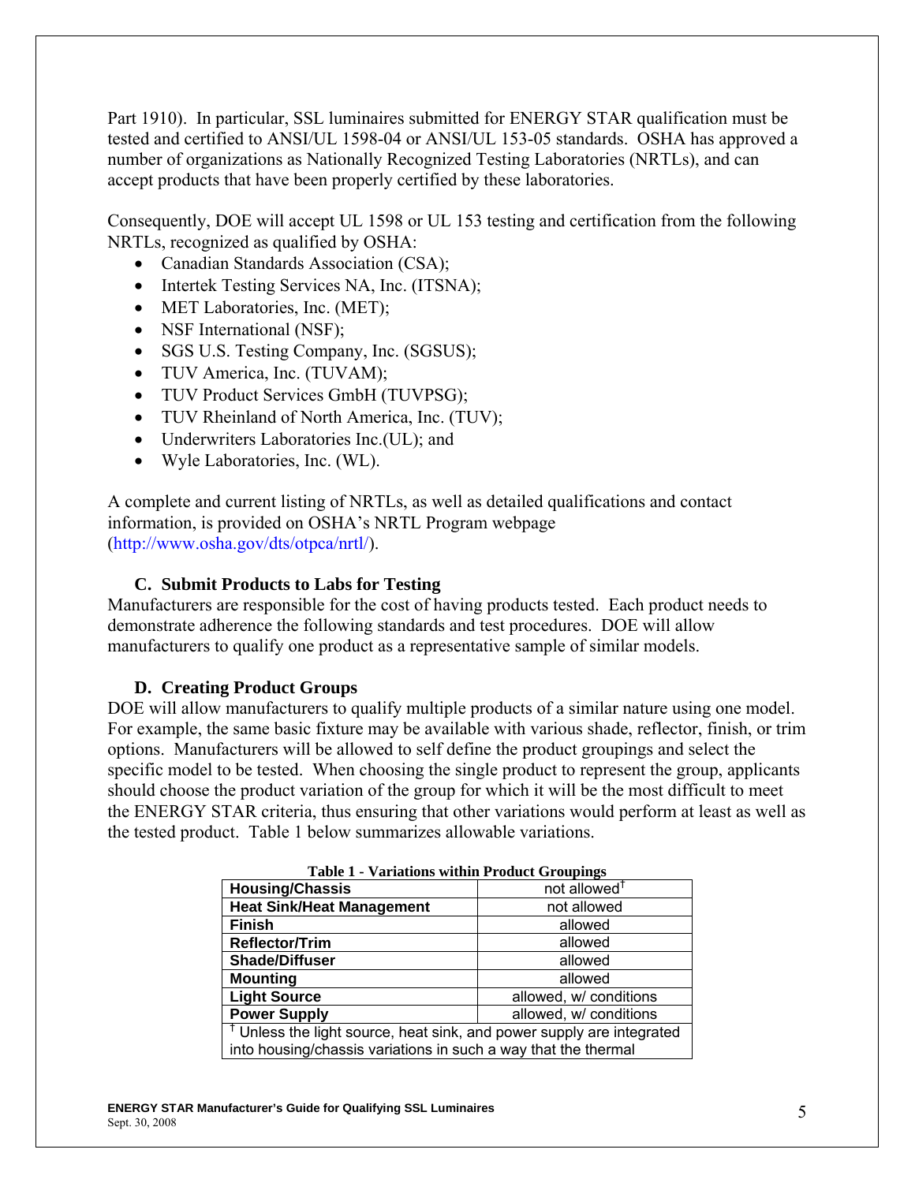Part 1910). In particular, SSL luminaires submitted for ENERGY STAR qualification must be tested and certified to ANSI/UL 1598-04 or ANSI/UL 153-05 standards. OSHA has approved a number of organizations as Nationally Recognized Testing Laboratories (NRTLs), and can accept products that have been properly certified by these laboratories.

Consequently, DOE will accept UL 1598 or UL 153 testing and certification from the following NRTLs, recognized as qualified by OSHA:

- Canadian Standards Association (CSA);
- Intertek Testing Services NA, Inc. (ITSNA);
- MET Laboratories, Inc. (MET);
- NSF International (NSF);
- SGS U.S. Testing Company, Inc. (SGSUS);
- TUV America, Inc. (TUVAM);
- TUV Product Services GmbH (TUVPSG);
- TUV Rheinland of North America, Inc. (TUV);
- Underwriters Laboratories Inc.(UL); and
- Wyle Laboratories, Inc. (WL).

A complete and current listing of NRTLs, as well as detailed qualifications and contact information, is provided on OSHA's NRTL Program webpage (http://www.osha.gov/dts/otpca/nrtl/).

### C. Submit Products to Labs for Testing

Manufacturers are responsible for the cost of having products tested. Each product needs to demonstrate adherence the following standards and test procedures. DOE will allow manufacturers to qualify one product as a representative sample of similar models.

### D. Creating Product Groups

DOE will allow manufacturers to qualify multiple products of a similar nature using one model. For example, the same basic fixture may be available with various shade, reflector, finish, or trim options. Manufacturers will be allowed to self define the product groupings and select the specific model to be tested. When choosing the single product to represent the group, applicants should choose the product variation of the group for which it will be the most difficult to meet the ENERGY STAR criteria, thus ensuring that other variations would perform at least as well as the tested product. Table 1 below summarizes allowable variations.

**Table 1 - Variations within Product Groupings**

| | |
|---|---|
| **Housing/Chassis** | not allowed† |
| **Heat Sink/Heat Management** | not allowed |
| **Finish** | allowed |
| **Reflector/Trim** | allowed |
| **Shade/Diffuser** | allowed |
| **Mounting** | allowed |
| **Light Source** | allowed, w/ conditions |
| **Power Supply** | allowed, w/ conditions |
| † Unless the light source, heat sink, and power supply are integrated into housing/chassis variations in such a way that the thermal | |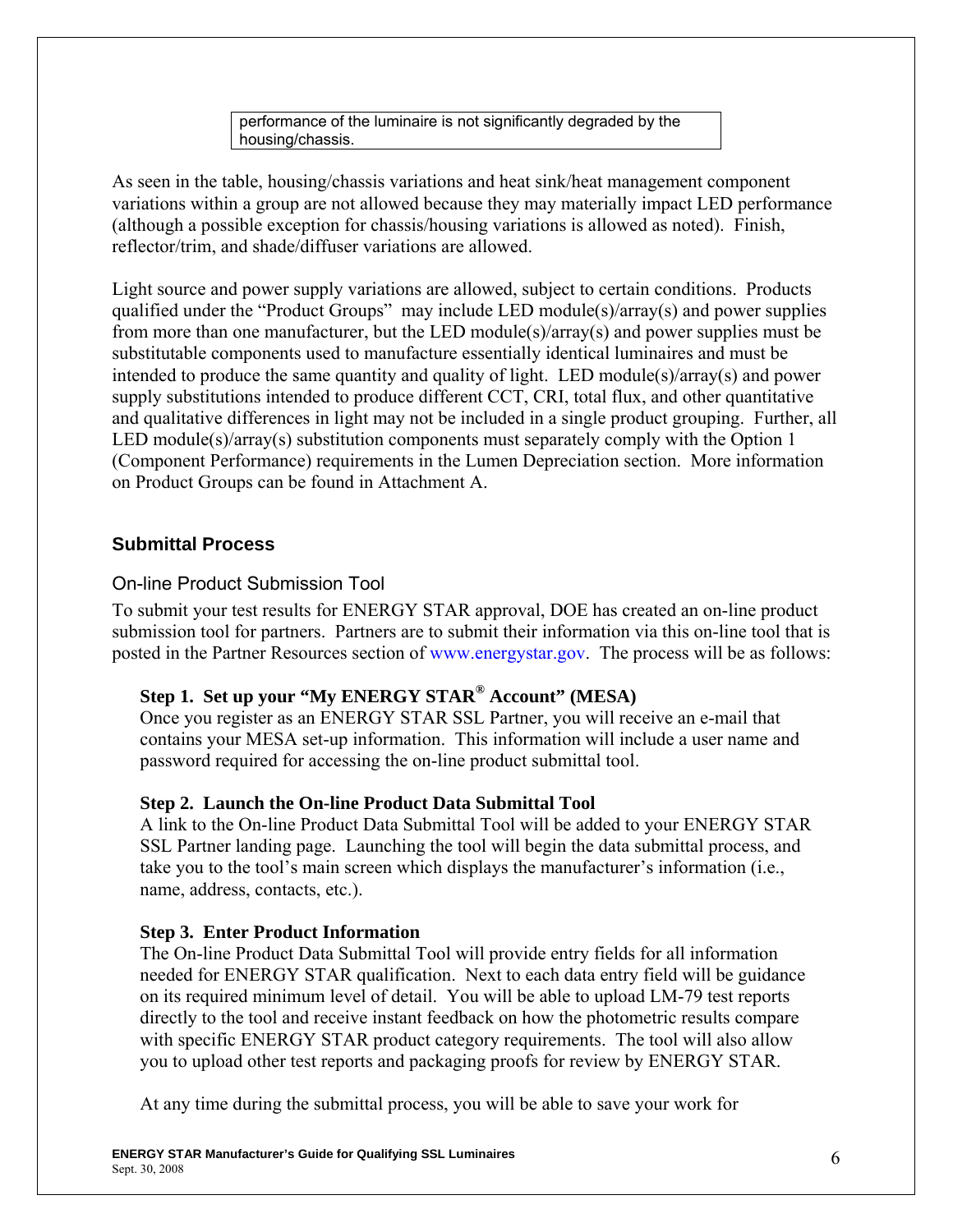| performance of the luminaire is not significantly degraded by the housing/chassis. |
| --- |

As seen in the table, housing/chassis variations and heat sink/heat management component variations within a group are not allowed because they may materially impact LED performance (although a possible exception for chassis/housing variations is allowed as noted). Finish, reflector/trim, and shade/diffuser variations are allowed.

Light source and power supply variations are allowed, subject to certain conditions. Products qualified under the "Product Groups" may include LED module(s)/array(s) and power supplies from more than one manufacturer, but the LED module(s)/array(s) and power supplies must be substitutable components used to manufacture essentially identical luminaires and must be intended to produce the same quantity and quality of light. LED module(s)/array(s) and power supply substitutions intended to produce different CCT, CRI, total flux, and other quantitative and qualitative differences in light may not be included in a single product grouping. Further, all LED module(s)/array(s) substitution components must separately comply with the Option 1 (Component Performance) requirements in the Lumen Depreciation section. More information on Product Groups can be found in Attachment A.

## Submittal Process

### On-line Product Submission Tool

To submit your test results for ENERGY STAR approval, DOE has created an on-line product submission tool for partners. Partners are to submit their information via this on-line tool that is posted in the Partner Resources section of www.energystar.gov. The process will be as follows:

**Step 1. Set up your "My ENERGY STAR® Account" (MESA)**
Once you register as an ENERGY STAR SSL Partner, you will receive an e-mail that contains your MESA set-up information. This information will include a user name and password required for accessing the on-line product submittal tool.

**Step 2. Launch the On-line Product Data Submittal Tool**
A link to the On-line Product Data Submittal Tool will be added to your ENERGY STAR SSL Partner landing page. Launching the tool will begin the data submittal process, and take you to the tool's main screen which displays the manufacturer's information (i.e., name, address, contacts, etc.).

**Step 3. Enter Product Information**
The On-line Product Data Submittal Tool will provide entry fields for all information needed for ENERGY STAR qualification. Next to each data entry field will be guidance on its required minimum level of detail. You will be able to upload LM-79 test reports directly to the tool and receive instant feedback on how the photometric results compare with specific ENERGY STAR product category requirements. The tool will also allow you to upload other test reports and packaging proofs for review by ENERGY STAR.

At any time during the submittal process, you will be able to save your work for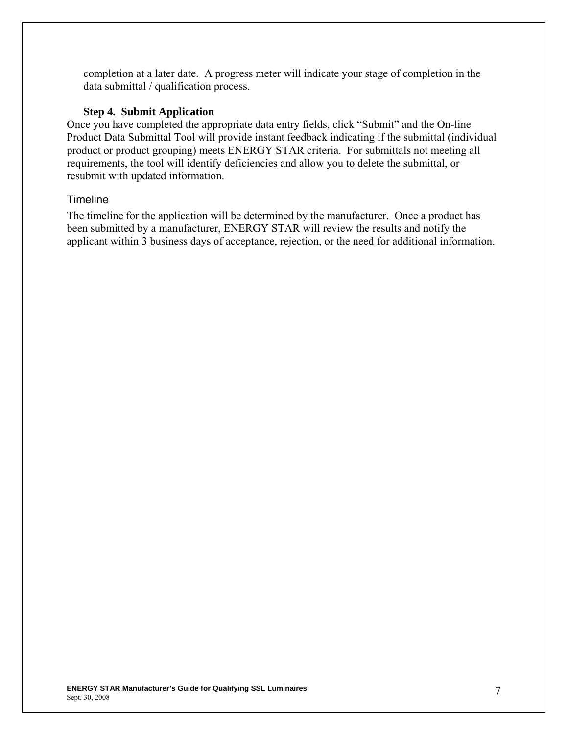completion at a later date. A progress meter will indicate your stage of completion in the data submittal / qualification process.

**Step 4. Submit Application**

Once you have completed the appropriate data entry fields, click "Submit" and the On-line Product Data Submittal Tool will provide instant feedback indicating if the submittal (individual product or product grouping) meets ENERGY STAR criteria. For submittals not meeting all requirements, the tool will identify deficiencies and allow you to delete the submittal, or resubmit with updated information.

## Timeline

The timeline for the application will be determined by the manufacturer. Once a product has been submitted by a manufacturer, ENERGY STAR will review the results and notify the applicant within 3 business days of acceptance, rejection, or the need for additional information.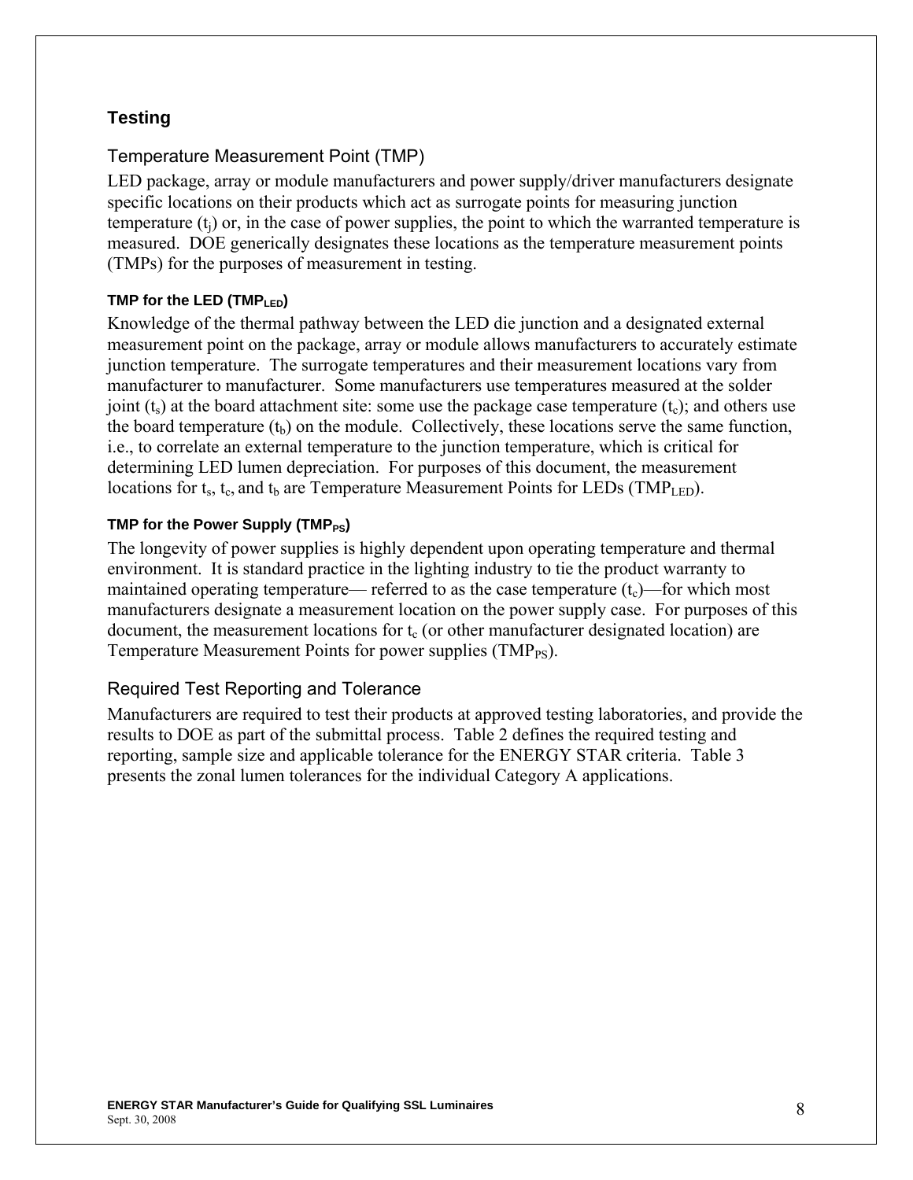## Testing

### Temperature Measurement Point (TMP)

LED package, array or module manufacturers and power supply/driver manufacturers designate specific locations on their products which act as surrogate points for measuring junction temperature ($t_j$) or, in the case of power supplies, the point to which the warranted temperature is measured. DOE generically designates these locations as the temperature measurement points (TMPs) for the purposes of measurement in testing.

#### TMP for the LED ($TMP_{LED}$)

Knowledge of the thermal pathway between the LED die junction and a designated external measurement point on the package, array or module allows manufacturers to accurately estimate junction temperature. The surrogate temperatures and their measurement locations vary from manufacturer to manufacturer. Some manufacturers use temperatures measured at the solder joint ($t_s$) at the board attachment site: some use the package case temperature ($t_c$); and others use the board temperature ($t_b$) on the module. Collectively, these locations serve the same function, i.e., to correlate an external temperature to the junction temperature, which is critical for determining LED lumen depreciation. For purposes of this document, the measurement locations for $t_s$, $t_c$, and $t_b$ are Temperature Measurement Points for LEDs ($TMP_{LED}$).

#### TMP for the Power Supply ($TMP_{PS}$)

The longevity of power supplies is highly dependent upon operating temperature and thermal environment. It is standard practice in the lighting industry to tie the product warranty to maintained operating temperature— referred to as the case temperature ($t_c$)—for which most manufacturers designate a measurement location on the power supply case. For purposes of this document, the measurement locations for $t_c$ (or other manufacturer designated location) are Temperature Measurement Points for power supplies ($TMP_{PS}$).

### Required Test Reporting and Tolerance

Manufacturers are required to test their products at approved testing laboratories, and provide the results to DOE as part of the submittal process. Table 2 defines the required testing and reporting, sample size and applicable tolerance for the ENERGY STAR criteria. Table 3 presents the zonal lumen tolerances for the individual Category A applications.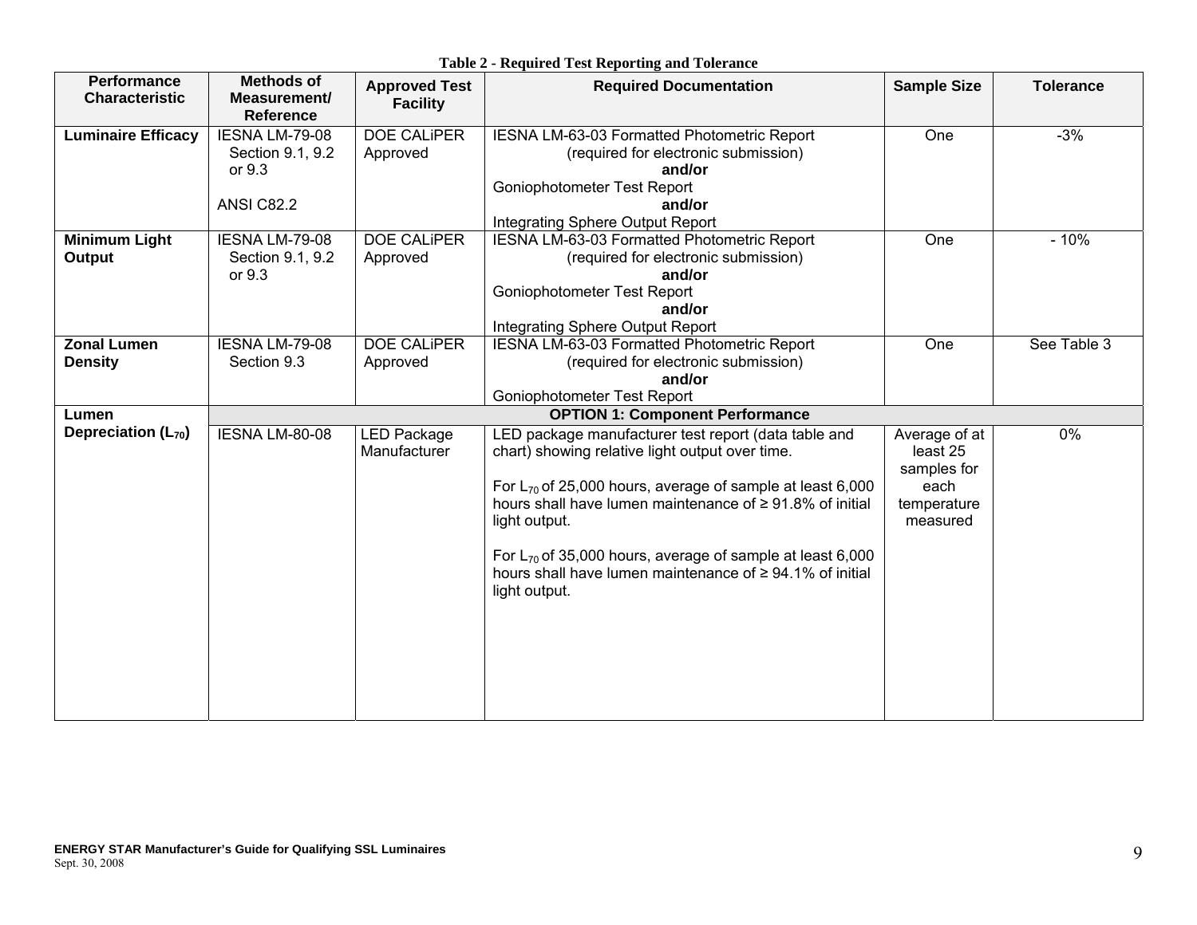**Table 2 - Required Test Reporting and Tolerance**

| Performance Characteristic | Methods of Measurement/ Reference | Approved Test Facility | Required Documentation | Sample Size | Tolerance |
|---|---|---|---|---|---|
| **Luminaire Efficacy** | IESNA LM-79-08 Section 9.1, 9.2 or 9.3<br><br>ANSI C82.2 | DOE CALiPER Approved | IESNA LM-63-03 Formatted Photometric Report (required for electronic submission)<br>**and/or**<br>Goniophotometer Test Report<br>**and/or**<br>Integrating Sphere Output Report | One | -3% |
| **Minimum Light Output** | IESNA LM-79-08 Section 9.1, 9.2 or 9.3 | DOE CALiPER Approved | IESNA LM-63-03 Formatted Photometric Report (required for electronic submission)<br>**and/or**<br>Goniophotometer Test Report<br>**and/or**<br>Integrating Sphere Output Report | One | - 10% |
| **Zonal Lumen Density** | IESNA LM-79-08 Section 9.3 | DOE CALiPER Approved | IESNA LM-63-03 Formatted Photometric Report (required for electronic submission)<br>**and/or**<br>Goniophotometer Test Report | One | See Table 3 |
| **Lumen Depreciation ($L_{70}$)** | **OPTION 1: Component Performance** | | | | |
| | IESNA LM-80-08 | LED Package Manufacturer | LED package manufacturer test report (data table and chart) showing relative light output over time.<br><br>For $L_{70}$ of 25,000 hours, average of sample at least 6,000 hours shall have lumen maintenance of ≥ 91.8% of initial light output.<br><br>For $L_{70}$ of 35,000 hours, average of sample at least 6,000 hours shall have lumen maintenance of ≥ 94.1% of initial light output. | Average of at least 25 samples for each temperature measured | 0% |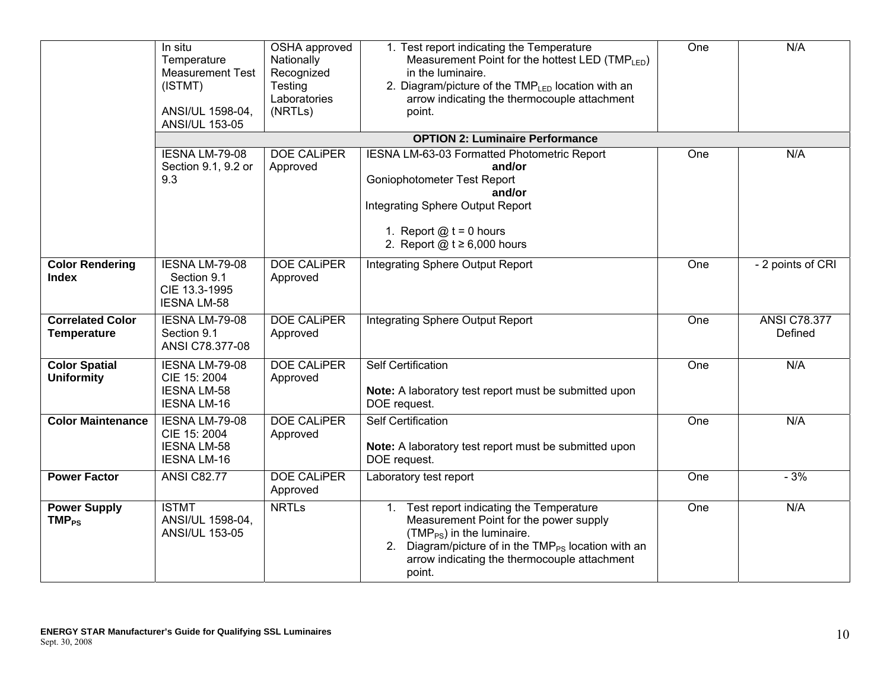| | | | | | |
|---|---|---|---|---|---|
| | In situ Temperature Measurement Test (ISTMT)<br><br>ANSI/UL 1598-04, ANSI/UL 153-05 | OSHA approved Nationally Recognized Testing Laboratories (NRTLs) | 1. Test report indicating the Temperature Measurement Point for the hottest LED ($TMP_{LED}$) in the luminaire.<br>2. Diagram/picture of the $TMP_{LED}$ location with an arrow indicating the thermocouple attachment point. | One | N/A |
| | **OPTION 2: Luminaire Performance** | | | | |
| | IESNA LM-79-08 Section 9.1, 9.2 or 9.3 | DOE CALiPER Approved | IESNA LM-63-03 Formatted Photometric Report<br>**and/or**<br>Goniophotometer Test Report<br>**and/or**<br>Integrating Sphere Output Report<br><br>1. Report @ t = 0 hours<br>2. Report @ t ≥ 6,000 hours | One | N/A |
| **Color Rendering Index** | IESNA LM-79-08 Section 9.1<br>CIE 13.3-1995<br>IESNA LM-58 | DOE CALiPER Approved | Integrating Sphere Output Report | One | - 2 points of CRI |
| **Correlated Color Temperature** | IESNA LM-79-08 Section 9.1<br>ANSI C78.377-08 | DOE CALiPER Approved | Integrating Sphere Output Report | One | ANSI C78.377 Defined |
| **Color Spatial Uniformity** | IESNA LM-79-08<br>CIE 15: 2004<br>IESNA LM-58<br>IESNA LM-16 | DOE CALiPER Approved | Self Certification<br><br>**Note:** A laboratory test report must be submitted upon DOE request. | One | N/A |
| **Color Maintenance** | IESNA LM-79-08<br>CIE 15: 2004<br>IESNA LM-58<br>IESNA LM-16 | DOE CALiPER Approved | Self Certification<br><br>**Note:** A laboratory test report must be submitted upon DOE request. | One | N/A |
| **Power Factor** | ANSI C82.77 | DOE CALiPER Approved | Laboratory test report | One | - 3% |
| **Power Supply $TMP_{PS}$** | ISTMT<br>ANSI/UL 1598-04, ANSI/UL 153-05 | NRTLs | 1. Test report indicating the Temperature Measurement Point for the power supply ($TMP_{PS}$) in the luminaire.<br>2. Diagram/picture of in the $TMP_{PS}$ location with an arrow indicating the thermocouple attachment point. | One | N/A |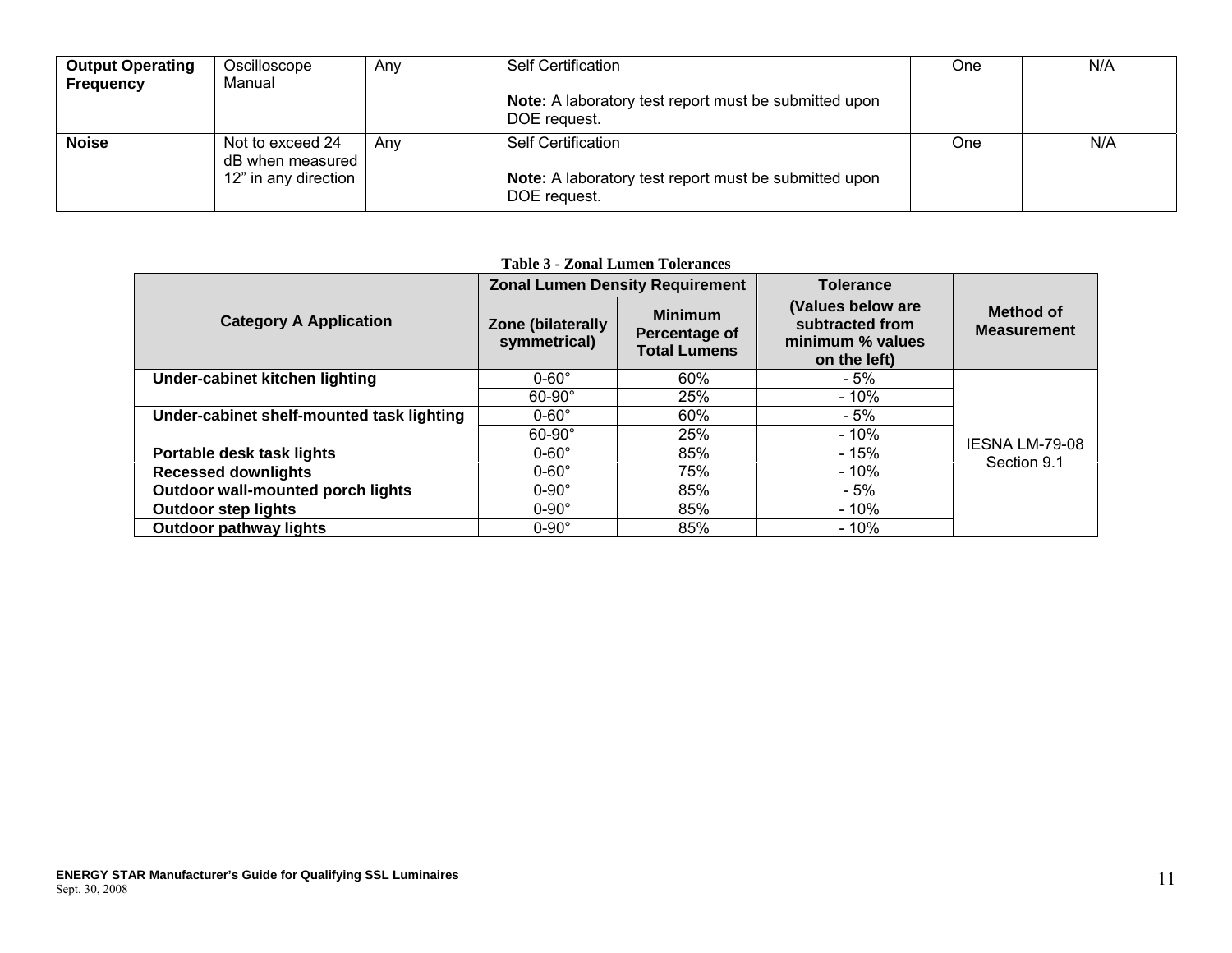| **Output Operating Frequency** | Oscilloscope Manual | Any | Self Certification<br><br>**Note:** A laboratory test report must be submitted upon DOE request. | One | N/A |
|---|---|---|---|---|---|
| **Noise** | Not to exceed 24 dB when measured 12" in any direction | Any | Self Certification<br><br>**Note:** A laboratory test report must be submitted upon DOE request. | One | N/A |

**Table 3 - Zonal Lumen Tolerances**

| Category A Application | Zonal Lumen Density Requirement | | Tolerance (Values below are subtracted from minimum % values on the left) | Method of Measurement |
|---|---|---|---|---|
| | Zone (bilaterally symmetrical) | Minimum Percentage of Total Lumens | | |
| **Under-cabinet kitchen lighting** | 0-60° | 60% | - 5% | IESNA LM-79-08 Section 9.1 |
| | 60-90° | 25% | - 10% | |
| **Under-cabinet shelf-mounted task lighting** | 0-60° | 60% | - 5% | |
| | 60-90° | 25% | - 10% | |
| **Portable desk task lights** | 0-60° | 85% | - 15% | |
| **Recessed downlights** | 0-60° | 75% | - 10% | |
| **Outdoor wall-mounted porch lights** | 0-90° | 85% | - 5% | |
| **Outdoor step lights** | 0-90° | 85% | - 10% | |
| **Outdoor pathway lights** | 0-90° | 85% | - 10% | |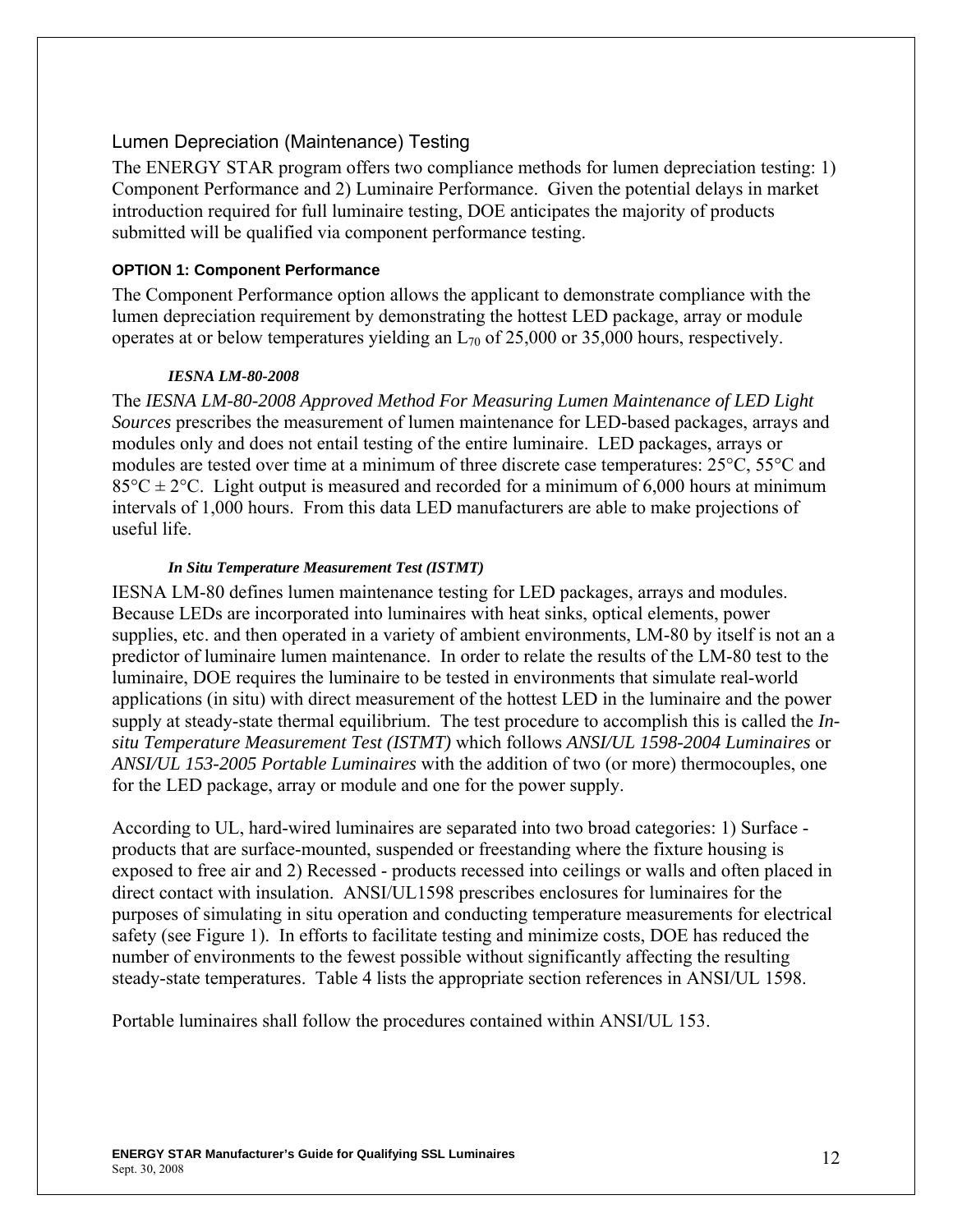## Lumen Depreciation (Maintenance) Testing

The ENERGY STAR program offers two compliance methods for lumen depreciation testing: 1) Component Performance and 2) Luminaire Performance. Given the potential delays in market introduction required for full luminaire testing, DOE anticipates the majority of products submitted will be qualified via component performance testing.

### OPTION 1: Component Performance

The Component Performance option allows the applicant to demonstrate compliance with the lumen depreciation requirement by demonstrating the hottest LED package, array or module operates at or below temperatures yielding an $L_{70}$ of 25,000 or 35,000 hours, respectively.

#### *IESNA LM-80-2008*

The *IESNA LM-80-2008 Approved Method For Measuring Lumen Maintenance of LED Light Sources* prescribes the measurement of lumen maintenance for LED-based packages, arrays and modules only and does not entail testing of the entire luminaire. LED packages, arrays or modules are tested over time at a minimum of three discrete case temperatures: 25°C, 55°C and 85°C ± 2°C. Light output is measured and recorded for a minimum of 6,000 hours at minimum intervals of 1,000 hours. From this data LED manufacturers are able to make projections of useful life.

#### *In Situ Temperature Measurement Test (ISTMT)*

IESNA LM-80 defines lumen maintenance testing for LED packages, arrays and modules. Because LEDs are incorporated into luminaires with heat sinks, optical elements, power supplies, etc. and then operated in a variety of ambient environments, LM-80 by itself is not an a predictor of luminaire lumen maintenance. In order to relate the results of the LM-80 test to the luminaire, DOE requires the luminaire to be tested in environments that simulate real-world applications (in situ) with direct measurement of the hottest LED in the luminaire and the power supply at steady-state thermal equilibrium. The test procedure to accomplish this is called the *In-situ Temperature Measurement Test (ISTMT)* which follows *ANSI/UL 1598-2004 Luminaires* or *ANSI/UL 153-2005 Portable Luminaires* with the addition of two (or more) thermocouples, one for the LED package, array or module and one for the power supply.

According to UL, hard-wired luminaires are separated into two broad categories: 1) Surface - products that are surface-mounted, suspended or freestanding where the fixture housing is exposed to free air and 2) Recessed - products recessed into ceilings or walls and often placed in direct contact with insulation. ANSI/UL1598 prescribes enclosures for luminaires for the purposes of simulating in situ operation and conducting temperature measurements for electrical safety (see Figure 1). In efforts to facilitate testing and minimize costs, DOE has reduced the number of environments to the fewest possible without significantly affecting the resulting steady-state temperatures. Table 4 lists the appropriate section references in ANSI/UL 1598.

Portable luminaires shall follow the procedures contained within ANSI/UL 153.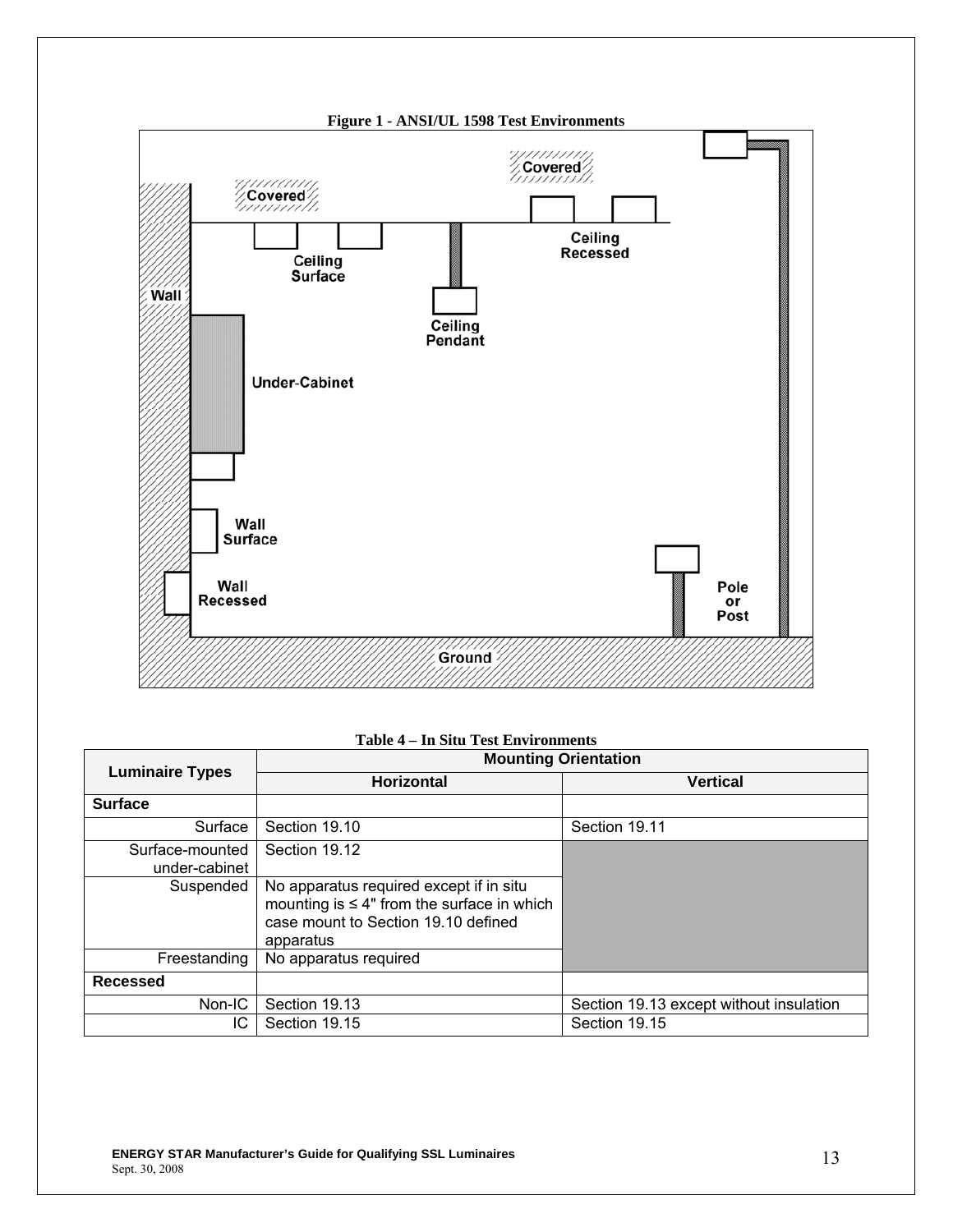**Figure 1 - ANSI/UL 1598 Test Environments**

**Table 4 – In Situ Test Environments**

| Luminaire Types | Mounting Orientation | |
|---|---|---|
| | **Horizontal** | **Vertical** |
| **Surface** | | |
| Surface | Section 19.10 | Section 19.11 |
| Surface-mounted under-cabinet | Section 19.12 | |
| Suspended | No apparatus required except if in situ mounting is ≤ 4" from the surface in which case mount to Section 19.10 defined apparatus | |
| Freestanding | No apparatus required | |
| **Recessed** | | |
| Non-IC | Section 19.13 | Section 19.13 except without insulation |
| IC | Section 19.15 | Section 19.15 |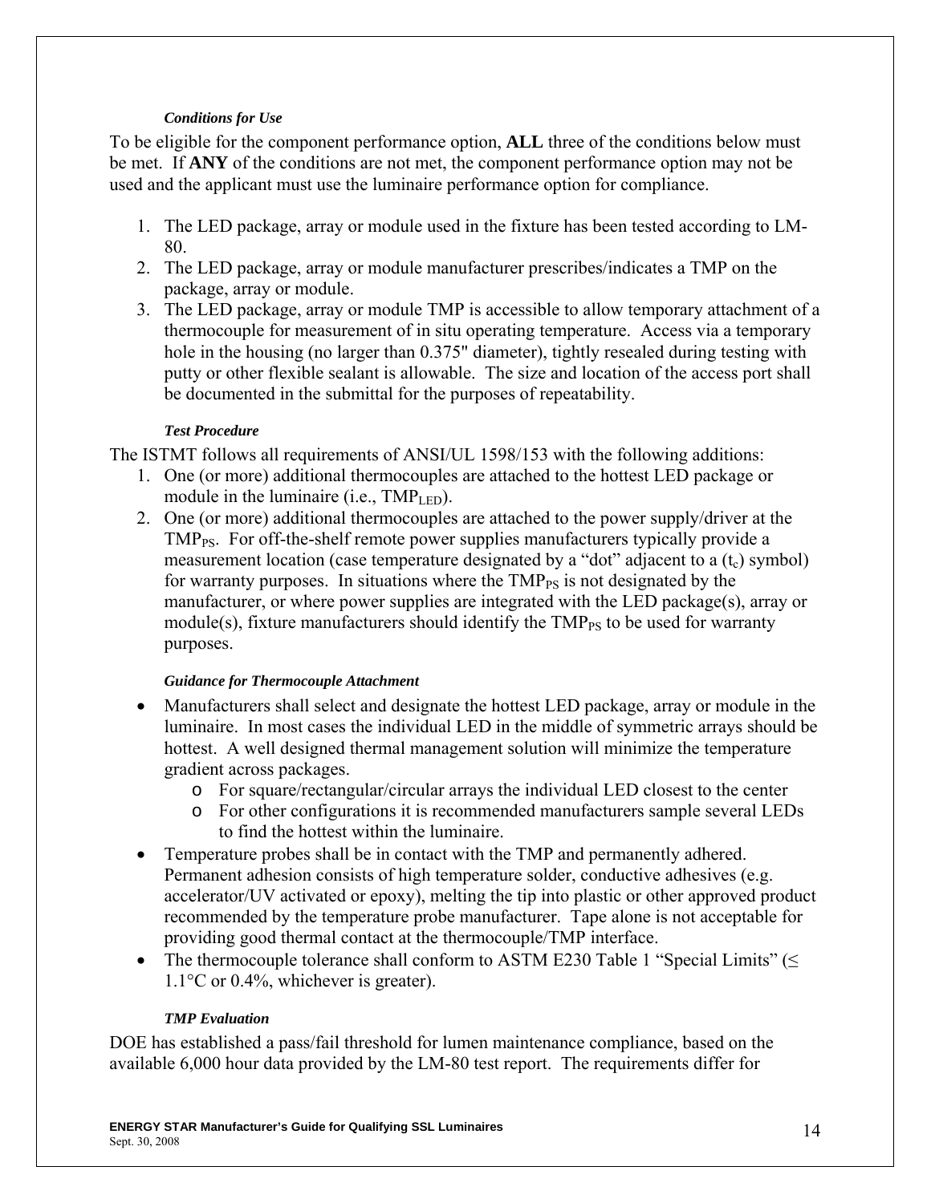#### *Conditions for Use*

To be eligible for the component performance option, **ALL** three of the conditions below must be met. If **ANY** of the conditions are not met, the component performance option may not be used and the applicant must use the luminaire performance option for compliance.

1. The LED package, array or module used in the fixture has been tested according to LM-80.
2. The LED package, array or module manufacturer prescribes/indicates a TMP on the package, array or module.
3. The LED package, array or module TMP is accessible to allow temporary attachment of a thermocouple for measurement of in situ operating temperature. Access via a temporary hole in the housing (no larger than 0.375" diameter), tightly resealed during testing with putty or other flexible sealant is allowable. The size and location of the access port shall be documented in the submittal for the purposes of repeatability.

#### *Test Procedure*

The ISTMT follows all requirements of ANSI/UL 1598/153 with the following additions:

1. One (or more) additional thermocouples are attached to the hottest LED package or module in the luminaire (i.e., $TMP_{LED}$).
2. One (or more) additional thermocouples are attached to the power supply/driver at the $TMP_{PS}$. For off-the-shelf remote power supplies manufacturers typically provide a measurement location (case temperature designated by a "dot" adjacent to a ($t_c$) symbol) for warranty purposes. In situations where the $TMP_{PS}$ is not designated by the manufacturer, or where power supplies are integrated with the LED package(s), array or module(s), fixture manufacturers should identify the $TMP_{PS}$ to be used for warranty purposes.

#### *Guidance for Thermocouple Attachment*

- Manufacturers shall select and designate the hottest LED package, array or module in the luminaire. In most cases the individual LED in the middle of symmetric arrays should be hottest. A well designed thermal management solution will minimize the temperature gradient across packages.
  - For square/rectangular/circular arrays the individual LED closest to the center
  - For other configurations it is recommended manufacturers sample several LEDs to find the hottest within the luminaire.
- Temperature probes shall be in contact with the TMP and permanently adhered. Permanent adhesion consists of high temperature solder, conductive adhesives (e.g. accelerator/UV activated or epoxy), melting the tip into plastic or other approved product recommended by the temperature probe manufacturer. Tape alone is not acceptable for providing good thermal contact at the thermocouple/TMP interface.
- The thermocouple tolerance shall conform to ASTM E230 Table 1 "Special Limits" (≤ 1.1°C or 0.4%, whichever is greater).

#### *TMP Evaluation*

DOE has established a pass/fail threshold for lumen maintenance compliance, based on the available 6,000 hour data provided by the LM-80 test report. The requirements differ for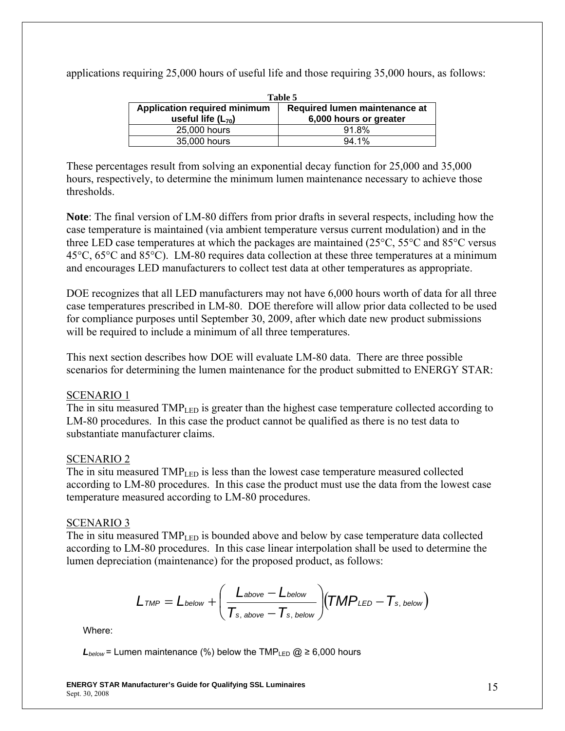applications requiring 25,000 hours of useful life and those requiring 35,000 hours, as follows:

**Table 5**

| Application required minimum useful life ($L_{70}$) | Required lumen maintenance at 6,000 hours or greater |
|---|---|
| 25,000 hours | 91.8% |
| 35,000 hours | 94.1% |

These percentages result from solving an exponential decay function for 25,000 and 35,000 hours, respectively, to determine the minimum lumen maintenance necessary to achieve those thresholds.

**Note**: The final version of LM-80 differs from prior drafts in several respects, including how the case temperature is maintained (via ambient temperature versus current modulation) and in the three LED case temperatures at which the packages are maintained (25°C, 55°C and 85°C versus 45°C, 65°C and 85°C). LM-80 requires data collection at these three temperatures at a minimum and encourages LED manufacturers to collect test data at other temperatures as appropriate.

DOE recognizes that all LED manufacturers may not have 6,000 hours worth of data for all three case temperatures prescribed in LM-80. DOE therefore will allow prior data collected to be used for compliance purposes until September 30, 2009, after which date new product submissions will be required to include a minimum of all three temperatures.

This next section describes how DOE will evaluate LM-80 data. There are three possible scenarios for determining the lumen maintenance for the product submitted to ENERGY STAR:

SCENARIO 1

The in situ measured $TMP_{LED}$ is greater than the highest case temperature collected according to LM-80 procedures. In this case the product cannot be qualified as there is no test data to substantiate manufacturer claims.

SCENARIO 2

The in situ measured $TMP_{LED}$ is less than the lowest case temperature measured collected according to LM-80 procedures. In this case the product must use the data from the lowest case temperature measured according to LM-80 procedures.

SCENARIO 3

The in situ measured $TMP_{LED}$ is bounded above and below by case temperature data collected according to LM-80 procedures. In this case linear interpolation shall be used to determine the lumen depreciation (maintenance) for the proposed product, as follows:

$$L_{TMP} = L_{below} + \left( \frac{L_{above} - L_{below}}{T_{s,\,above} - T_{s,\,below}} \right) \left( TMP_{LED} - T_{s,\,below} \right)$$

Where:

$L_{below}$ = Lumen maintenance (%) below the $TMP_{LED}$ @ ≥ 6,000 hours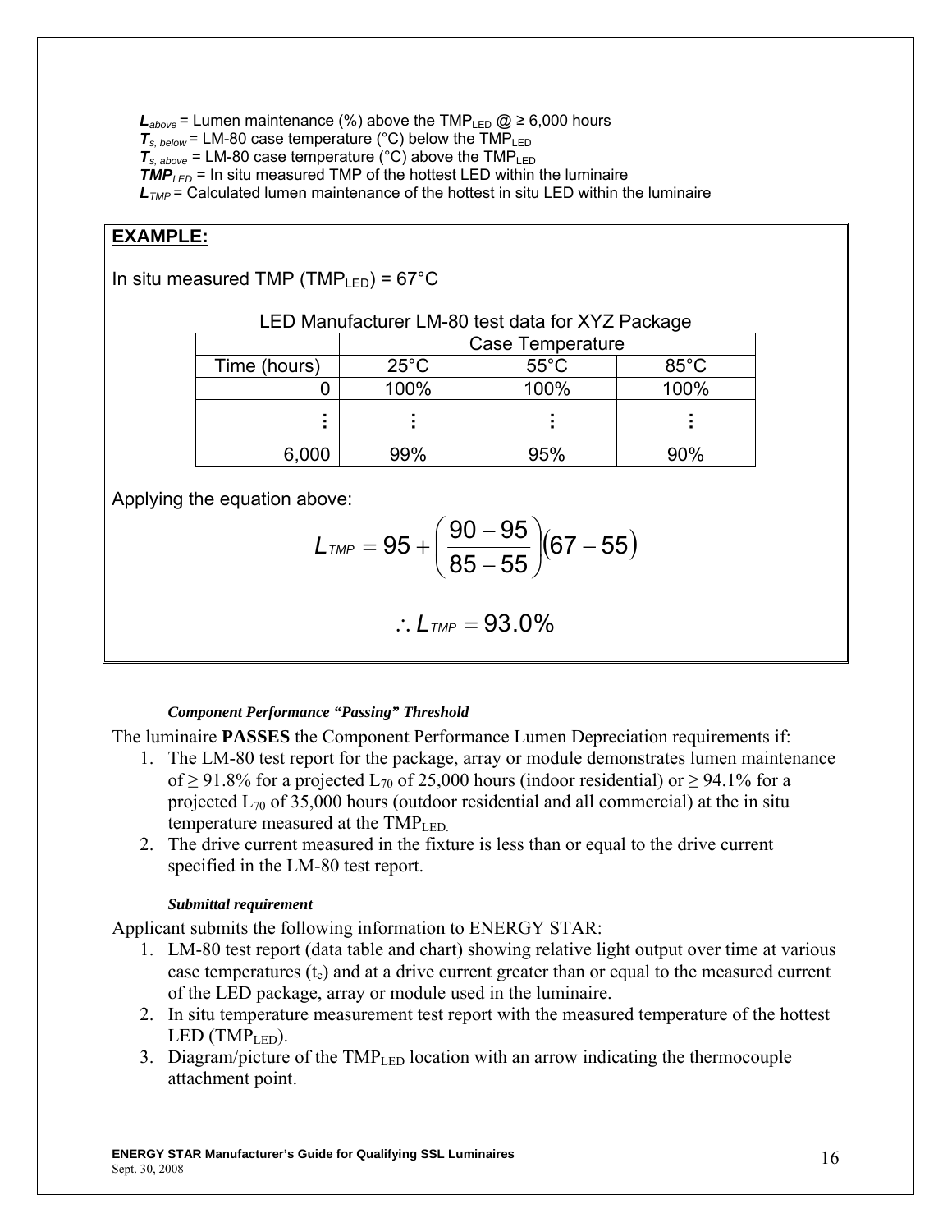$L_{above}$ = Lumen maintenance (%) above the $TMP_{LED}$ @ ≥ 6,000 hours
$T_{S,\,below}$ = LM-80 case temperature (°C) below the $TMP_{LED}$
$T_{S,\,above}$ = LM-80 case temperature (°C) above the $TMP_{LED}$
$TMP_{LED}$ = In situ measured TMP of the hottest LED within the luminaire
$L_{TMP}$ = Calculated lumen maintenance of the hottest in situ LED within the luminaire

**EXAMPLE:**

In situ measured TMP ($TMP_{LED}$) = 67°C

LED Manufacturer LM-80 test data for XYZ Package

| | Case Temperature | | |
|---|---|---|---|
| Time (hours) | 25°C | 55°C | 85°C |
| 0 | 100% | 100% | 100% |
| ⋮ | ⋮ | ⋮ | ⋮ |
| 6,000 | 99% | 95% | 90% |

Applying the equation above:

$$L_{TMP} = 95 + \left(\frac{90-95}{85-55}\right)(67-55)$$

$$\therefore L_{TMP} = 93.0\%$$

***Component Performance "Passing" Threshold***

The luminaire **PASSES** the Component Performance Lumen Depreciation requirements if:

1. The LM-80 test report for the package, array or module demonstrates lumen maintenance of ≥ 91.8% for a projected $L_{70}$ of 25,000 hours (indoor residential) or ≥ 94.1% for a projected $L_{70}$ of 35,000 hours (outdoor residential and all commercial) at the in situ temperature measured at the $TMP_{LED.}$
2. The drive current measured in the fixture is less than or equal to the drive current specified in the LM-80 test report.

***Submittal requirement***

Applicant submits the following information to ENERGY STAR:

1. LM-80 test report (data table and chart) showing relative light output over time at various case temperatures ($t_c$) and at a drive current greater than or equal to the measured current of the LED package, array or module used in the luminaire.
2. In situ temperature measurement test report with the measured temperature of the hottest LED ($TMP_{LED}$).
3. Diagram/picture of the $TMP_{LED}$ location with an arrow indicating the thermocouple attachment point.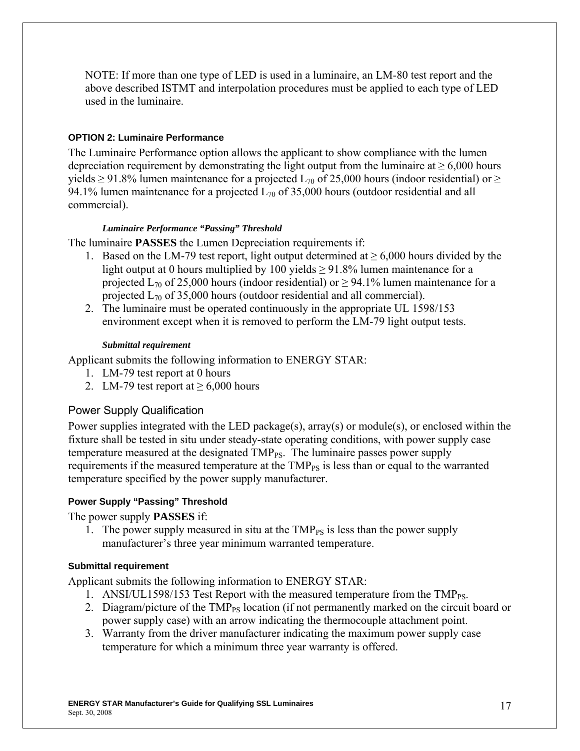NOTE: If more than one type of LED is used in a luminaire, an LM-80 test report and the above described ISTMT and interpolation procedures must be applied to each type of LED used in the luminaire.

#### OPTION 2: Luminaire Performance

The Luminaire Performance option allows the applicant to show compliance with the lumen depreciation requirement by demonstrating the light output from the luminaire at ≥ 6,000 hours yields ≥ 91.8% lumen maintenance for a projected $L_{70}$ of 25,000 hours (indoor residential) or ≥ 94.1% lumen maintenance for a projected $L_{70}$ of 35,000 hours (outdoor residential and all commercial).

##### *Luminaire Performance "Passing" Threshold*

The luminaire **PASSES** the Lumen Depreciation requirements if:

1. Based on the LM-79 test report, light output determined at ≥ 6,000 hours divided by the light output at 0 hours multiplied by 100 yields ≥ 91.8% lumen maintenance for a projected $L_{70}$ of 25,000 hours (indoor residential) or ≥ 94.1% lumen maintenance for a projected $L_{70}$ of 35,000 hours (outdoor residential and all commercial).
2. The luminaire must be operated continuously in the appropriate UL 1598/153 environment except when it is removed to perform the LM-79 light output tests.

##### *Submittal requirement*

Applicant submits the following information to ENERGY STAR:

1. LM-79 test report at 0 hours
2. LM-79 test report at ≥ 6,000 hours

### Power Supply Qualification

Power supplies integrated with the LED package(s), array(s) or module(s), or enclosed within the fixture shall be tested in situ under steady-state operating conditions, with power supply case temperature measured at the designated $TMP_{PS}$. The luminaire passes power supply requirements if the measured temperature at the $TMP_{PS}$ is less than or equal to the warranted temperature specified by the power supply manufacturer.

#### Power Supply "Passing" Threshold

The power supply **PASSES** if:

1. The power supply measured in situ at the $TMP_{PS}$ is less than the power supply manufacturer's three year minimum warranted temperature.

#### Submittal requirement

Applicant submits the following information to ENERGY STAR:

1. ANSI/UL1598/153 Test Report with the measured temperature from the $TMP_{PS}$.
2. Diagram/picture of the $TMP_{PS}$ location (if not permanently marked on the circuit board or power supply case) with an arrow indicating the thermocouple attachment point.
3. Warranty from the driver manufacturer indicating the maximum power supply case temperature for which a minimum three year warranty is offered.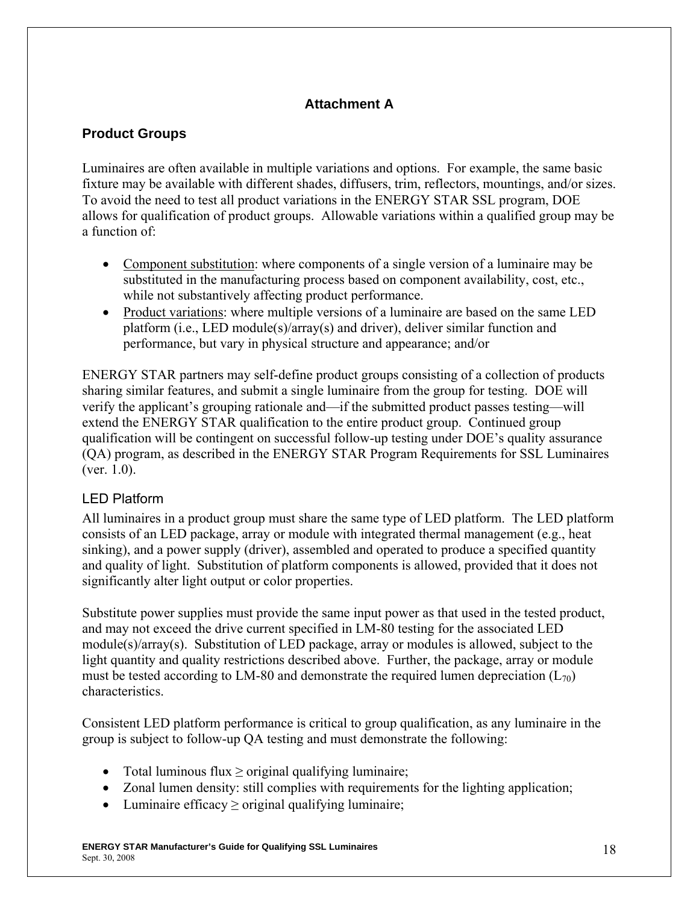## Attachment A

### Product Groups

Luminaires are often available in multiple variations and options. For example, the same basic fixture may be available with different shades, diffusers, trim, reflectors, mountings, and/or sizes. To avoid the need to test all product variations in the ENERGY STAR SSL program, DOE allows for qualification of product groups. Allowable variations within a qualified group may be a function of:

- Component substitution: where components of a single version of a luminaire may be substituted in the manufacturing process based on component availability, cost, etc., while not substantively affecting product performance.
- Product variations: where multiple versions of a luminaire are based on the same LED platform (i.e., LED module(s)/array(s) and driver), deliver similar function and performance, but vary in physical structure and appearance; and/or

ENERGY STAR partners may self-define product groups consisting of a collection of products sharing similar features, and submit a single luminaire from the group for testing. DOE will verify the applicant's grouping rationale and—if the submitted product passes testing—will extend the ENERGY STAR qualification to the entire product group. Continued group qualification will be contingent on successful follow-up testing under DOE's quality assurance (QA) program, as described in the ENERGY STAR Program Requirements for SSL Luminaires (ver. 1.0).

#### LED Platform

All luminaires in a product group must share the same type of LED platform. The LED platform consists of an LED package, array or module with integrated thermal management (e.g., heat sinking), and a power supply (driver), assembled and operated to produce a specified quantity and quality of light. Substitution of platform components is allowed, provided that it does not significantly alter light output or color properties.

Substitute power supplies must provide the same input power as that used in the tested product, and may not exceed the drive current specified in LM-80 testing for the associated LED module(s)/array(s). Substitution of LED package, array or modules is allowed, subject to the light quantity and quality restrictions described above. Further, the package, array or module must be tested according to LM-80 and demonstrate the required lumen depreciation ($L_{70}$) characteristics.

Consistent LED platform performance is critical to group qualification, as any luminaire in the group is subject to follow-up QA testing and must demonstrate the following:

- Total luminous flux ≥ original qualifying luminaire;
- Zonal lumen density: still complies with requirements for the lighting application;
- Luminaire efficacy ≥ original qualifying luminaire;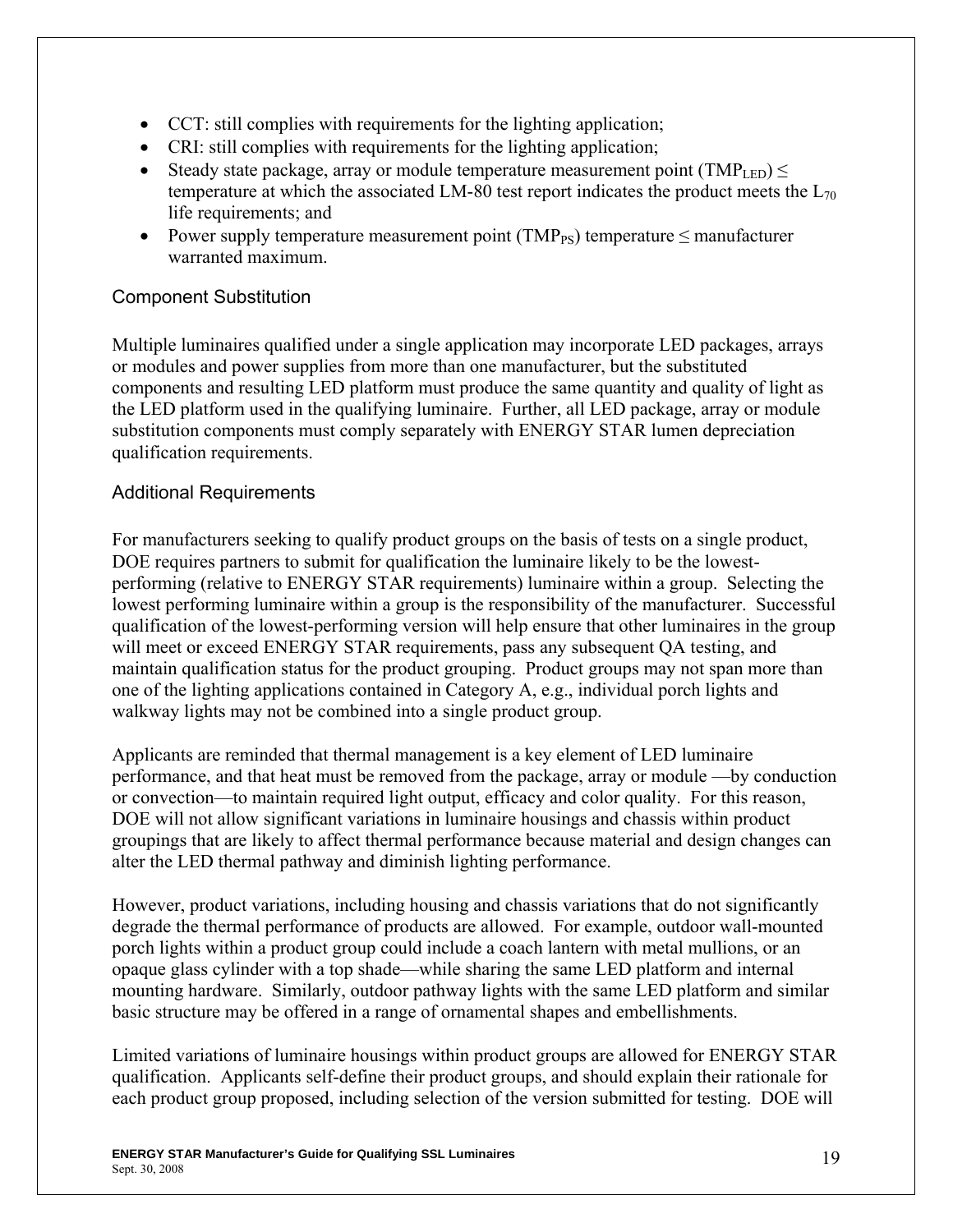- CCT: still complies with requirements for the lighting application;
- CRI: still complies with requirements for the lighting application;
- Steady state package, array or module temperature measurement point ($TMP_{LED}$) ≤ temperature at which the associated LM-80 test report indicates the product meets the $L_{70}$ life requirements; and
- Power supply temperature measurement point ($TMP_{PS}$) temperature ≤ manufacturer warranted maximum.

### Component Substitution

Multiple luminaires qualified under a single application may incorporate LED packages, arrays or modules and power supplies from more than one manufacturer, but the substituted components and resulting LED platform must produce the same quantity and quality of light as the LED platform used in the qualifying luminaire. Further, all LED package, array or module substitution components must comply separately with ENERGY STAR lumen depreciation qualification requirements.

### Additional Requirements

For manufacturers seeking to qualify product groups on the basis of tests on a single product, DOE requires partners to submit for qualification the luminaire likely to be the lowest-performing (relative to ENERGY STAR requirements) luminaire within a group. Selecting the lowest performing luminaire within a group is the responsibility of the manufacturer. Successful qualification of the lowest-performing version will help ensure that other luminaires in the group will meet or exceed ENERGY STAR requirements, pass any subsequent QA testing, and maintain qualification status for the product grouping. Product groups may not span more than one of the lighting applications contained in Category A, e.g., individual porch lights and walkway lights may not be combined into a single product group.

Applicants are reminded that thermal management is a key element of LED luminaire performance, and that heat must be removed from the package, array or module —by conduction or convection—to maintain required light output, efficacy and color quality. For this reason, DOE will not allow significant variations in luminaire housings and chassis within product groupings that are likely to affect thermal performance because material and design changes can alter the LED thermal pathway and diminish lighting performance.

However, product variations, including housing and chassis variations that do not significantly degrade the thermal performance of products are allowed. For example, outdoor wall-mounted porch lights within a product group could include a coach lantern with metal mullions, or an opaque glass cylinder with a top shade—while sharing the same LED platform and internal mounting hardware. Similarly, outdoor pathway lights with the same LED platform and similar basic structure may be offered in a range of ornamental shapes and embellishments.

Limited variations of luminaire housings within product groups are allowed for ENERGY STAR qualification. Applicants self-define their product groups, and should explain their rationale for each product group proposed, including selection of the version submitted for testing. DOE will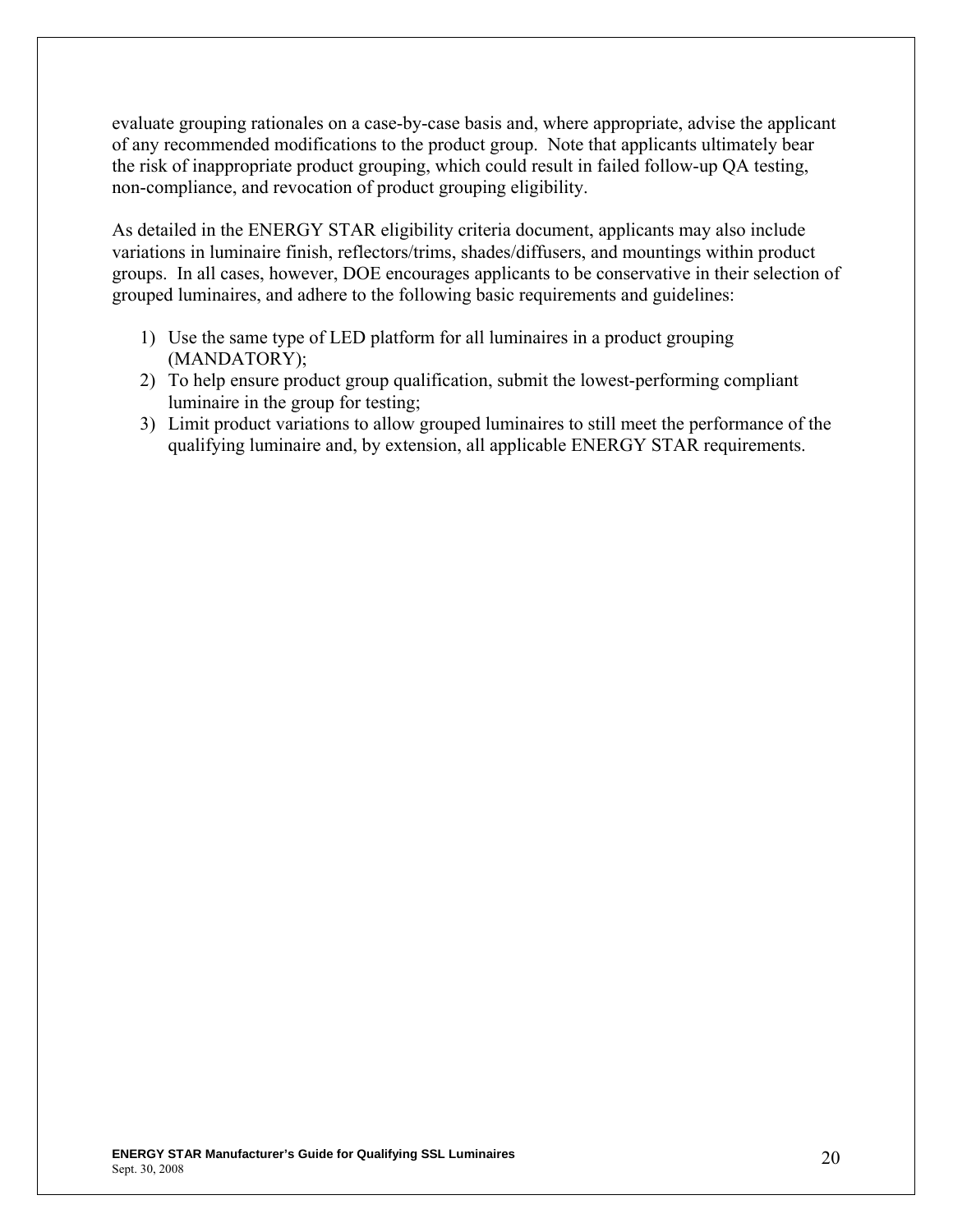evaluate grouping rationales on a case-by-case basis and, where appropriate, advise the applicant of any recommended modifications to the product group. Note that applicants ultimately bear the risk of inappropriate product grouping, which could result in failed follow-up QA testing, non-compliance, and revocation of product grouping eligibility.

As detailed in the ENERGY STAR eligibility criteria document, applicants may also include variations in luminaire finish, reflectors/trims, shades/diffusers, and mountings within product groups. In all cases, however, DOE encourages applicants to be conservative in their selection of grouped luminaires, and adhere to the following basic requirements and guidelines:

1) Use the same type of LED platform for all luminaires in a product grouping (MANDATORY);
2) To help ensure product group qualification, submit the lowest-performing compliant luminaire in the group for testing;
3) Limit product variations to allow grouped luminaires to still meet the performance of the qualifying luminaire and, by extension, all applicable ENERGY STAR requirements.